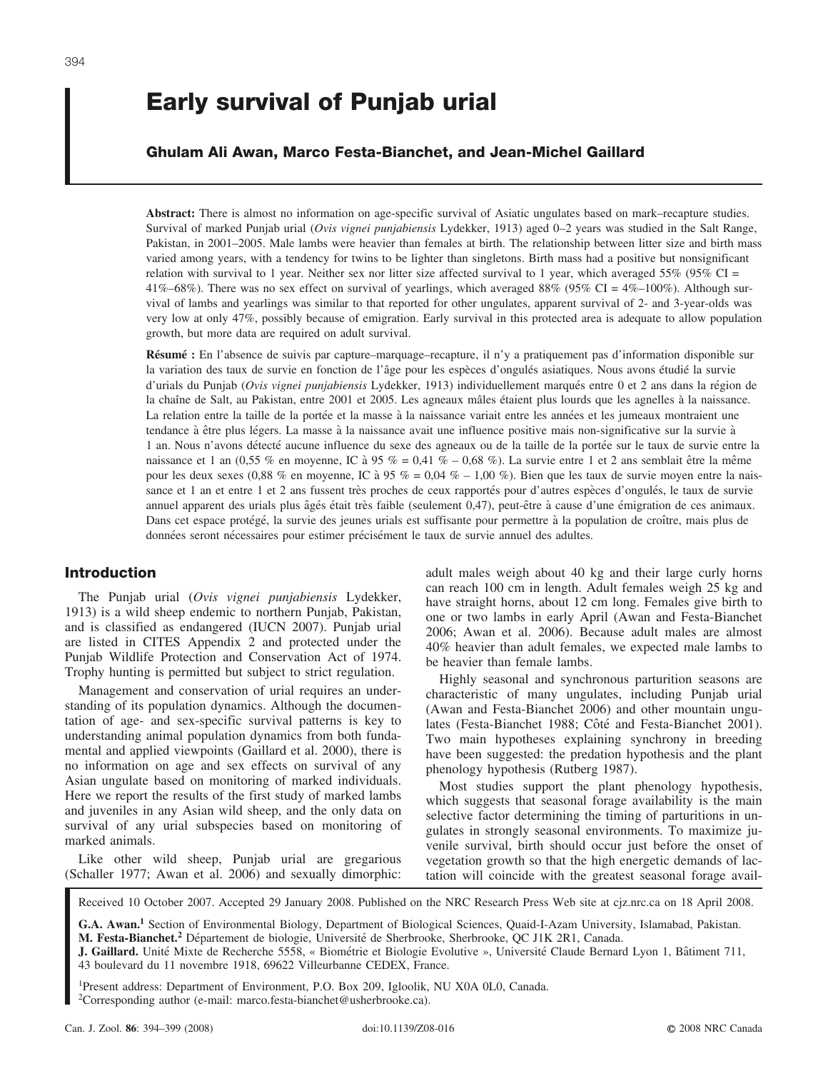# Early survival of Punjab urial

**Ghulam Ali Awan, Marco Festa-Bianchet, and Jean-Michel Gaillard**

**Abstract:** There is almost no information on age-specific survival of Asiatic ungulates based on mark–recapture studies. Survival of marked Punjab urial (*Ovis vignei punjabiensis* Lydekker, 1913) aged 0–2 years was studied in the Salt Range, Pakistan, in 2001–2005. Male lambs were heavier than females at birth. The relationship between litter size and birth mass varied among years, with a tendency for twins to be lighter than singletons. Birth mass had a positive but nonsignificant relation with survival to 1 year. Neither sex nor litter size affected survival to 1 year, which averaged 55% (95% CI = 41%–68%). There was no sex effect on survival of yearlings, which averaged 88% (95% CI = 4%–100%). Although survival of lambs and yearlings was similar to that reported for other ungulates, apparent survival of 2- and 3-year-olds was very low at only 47%, possibly because of emigration. Early survival in this protected area is adequate to allow population growth, but more data are required on adult survival.

**Résumé :** En l'absence de suivis par capture–marquage–recapture, il n'y a pratiquement pas d'information disponible sur la variation des taux de survie en fonction de l'âge pour les espèces d'ongulés asiatiques. Nous avons étudié la survie d'urials du Punjab (*Ovis vignei punjabiensis* Lydekker, 1913) individuellement marqués entre 0 et 2 ans dans la région de la chaîne de Salt, au Pakistan, entre 2001 et 2005. Les agneaux mâles étaient plus lourds que les agnelles à la naissance. La relation entre la taille de la portée et la masse à la naissance variait entre les années et les jumeaux montraient une tendance à être plus légers. La masse à la naissance avait une influence positive mais non-significative sur la survie à 1 an. Nous n'avons détecté aucune influence du sexe des agneaux ou de la taille de la portée sur le taux de survie entre la naissance et 1 an (0,55 % en moyenne, IC à 95 % = 0,41 % – 0,68 %). La survie entre 1 et 2 ans semblait être la même pour les deux sexes (0,88 % en moyenne, IC à 95 % = 0,04 % – 1,00 %). Bien que les taux de survie moyen entre la naissance et 1 an et entre 1 et 2 ans fussent très proches de ceux rapportés pour d'autres espèces d'ongulés, le taux de survie annuel apparent des urials plus âgés était très faible (seulement 0,47), peut-être à cause d'une émigration de ces animaux. Dans cet espace protégé, la survie des jeunes urials est suffisante pour permettre à la population de croître, mais plus de données seront nécessaires pour estimer précisément le taux de survie annuel des adultes.

## Introduction

The Punjab urial (*Ovis vignei punjabiensis* Lydekker, 1913) is a wild sheep endemic to northern Punjab, Pakistan, and is classified as endangered (IUCN 2007). Punjab urial are listed in CITES Appendix 2 and protected under the Punjab Wildlife Protection and Conservation Act of 1974. Trophy hunting is permitted but subject to strict regulation.

Management and conservation of urial requires an understanding of its population dynamics. Although the documentation of age- and sex-specific survival patterns is key to understanding animal population dynamics from both fundamental and applied viewpoints (Gaillard et al. 2000), there is no information on age and sex effects on survival of any Asian ungulate based on monitoring of marked individuals. Here we report the results of the first study of marked lambs and juveniles in any Asian wild sheep, and the only data on survival of any urial subspecies based on monitoring of marked animals.

Like other wild sheep, Punjab urial are gregarious (Schaller 1977; Awan et al. 2006) and sexually dimorphic: adult males weigh about 40 kg and their large curly horns can reach 100 cm in length. Adult females weigh 25 kg and have straight horns, about 12 cm long. Females give birth to one or two lambs in early April (Awan and Festa-Bianchet 2006; Awan et al. 2006). Because adult males are almost 40% heavier than adult females, we expected male lambs to be heavier than female lambs.

Highly seasonal and synchronous parturition seasons are characteristic of many ungulates, including Punjab urial (Awan and Festa-Bianchet 2006) and other mountain ungulates (Festa-Bianchet 1988; Côté and Festa-Bianchet 2001). Two main hypotheses explaining synchrony in breeding have been suggested: the predation hypothesis and the plant phenology hypothesis (Rutberg 1987).

Most studies support the plant phenology hypothesis, which suggests that seasonal forage availability is the main selective factor determining the timing of parturitions in ungulates in strongly seasonal environments. To maximize juvenile survival, birth should occur just before the onset of vegetation growth so that the high energetic demands of lactation will coincide with the greatest seasonal forage avail-

Received 10 October 2007. Accepted 29 January 2008. Published on the NRC Research Press Web site at cjz.nrc.ca on 18 April 2008.

**G.A. Awan.**[1] Section of Environmental Biology, Department of Biological Sciences, Quaid-I-Azam University, Islamabad, Pakistan.
**M. Festa-Bianchet.**[2] Département de biologie, Université de Sherbrooke, Sherbrooke, QC J1K 2R1, Canada.
**J. Gaillard.** Unité Mixte de Recherche 5558, « Biométrie et Biologie Evolutive », Université Claude Bernard Lyon 1, Bâtiment 711, 43 boulevard du 11 novembre 1918, 69622 Villeurbanne CEDEX, France.

[1]Present address: Department of Environment, P.O. Box 209, Igloolik, NU X0A 0L0, Canada.
[2]Corresponding author (e-mail: marco.festa-bianchet@usherbrooke.ca).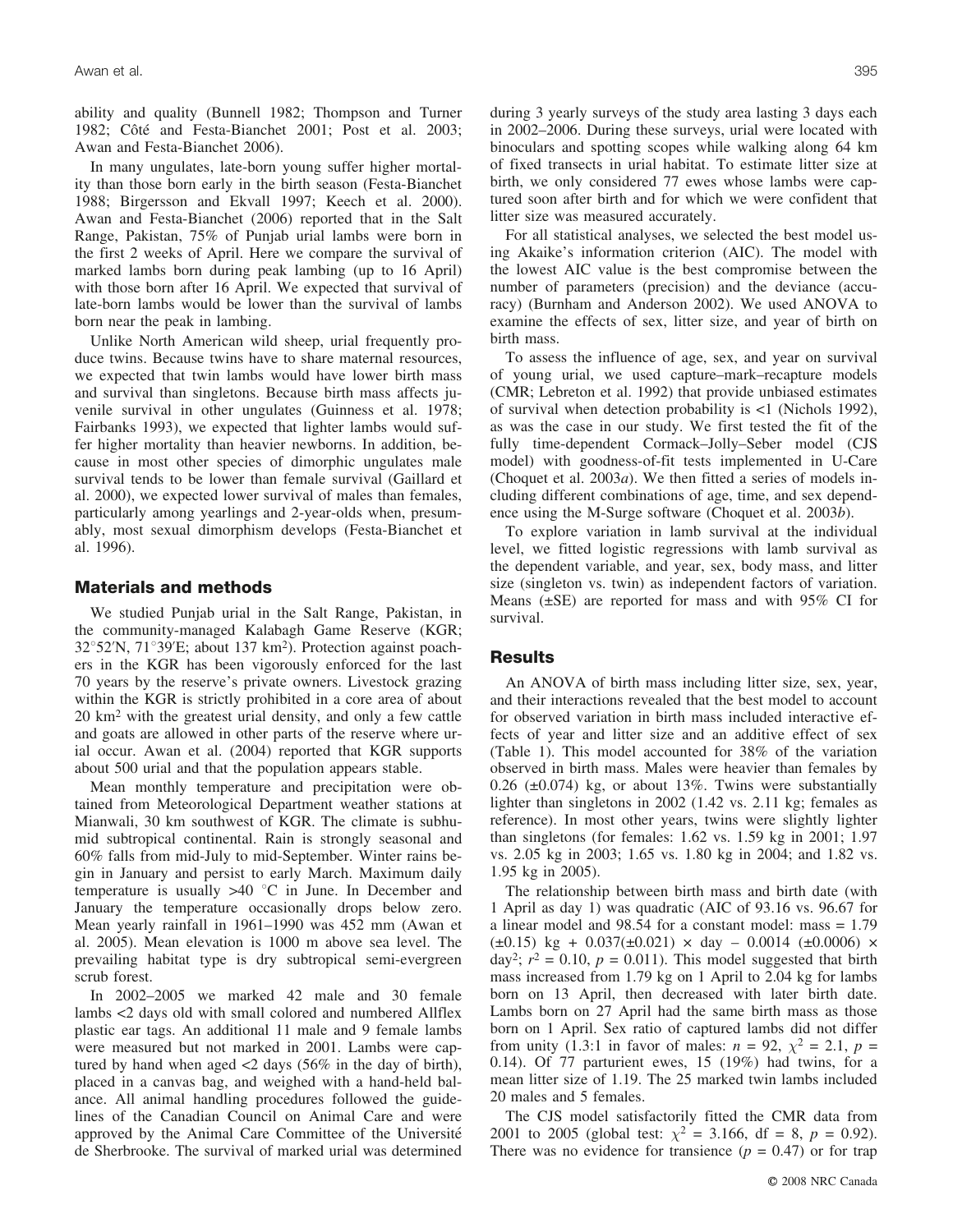ability and quality (Bunnell 1982; Thompson and Turner 1982; Côté and Festa-Bianchet 2001; Post et al. 2003; Awan and Festa-Bianchet 2006).

In many ungulates, late-born young suffer higher mortality than those born early in the birth season (Festa-Bianchet 1988; Birgersson and Ekvall 1997; Keech et al. 2000). Awan and Festa-Bianchet (2006) reported that in the Salt Range, Pakistan, 75% of Punjab urial lambs were born in the first 2 weeks of April. Here we compare the survival of marked lambs born during peak lambing (up to 16 April) with those born after 16 April. We expected that survival of late-born lambs would be lower than the survival of lambs born near the peak in lambing.

Unlike North American wild sheep, urial frequently produce twins. Because twins have to share maternal resources, we expected that twin lambs would have lower birth mass and survival than singletons. Because birth mass affects juvenile survival in other ungulates (Guinness et al. 1978; Fairbanks 1993), we expected that lighter lambs would suffer higher mortality than heavier newborns. In addition, because in most other species of dimorphic ungulates male survival tends to be lower than female survival (Gaillard et al. 2000), we expected lower survival of males than females, particularly among yearlings and 2-year-olds when, presumably, most sexual dimorphism develops (Festa-Bianchet et al. 1996).

## Materials and methods

We studied Punjab urial in the Salt Range, Pakistan, in the community-managed Kalabagh Game Reserve (KGR; 32°52′N, 71°39′E; about 137 km$^2$). Protection against poachers in the KGR has been vigorously enforced for the last 70 years by the reserve's private owners. Livestock grazing within the KGR is strictly prohibited in a core area of about 20 km$^2$ with the greatest urial density, and only a few cattle and goats are allowed in other parts of the reserve where urial occur. Awan et al. (2004) reported that KGR supports about 500 urial and that the population appears stable.

Mean monthly temperature and precipitation were obtained from Meteorological Department weather stations at Mianwali, 30 km southwest of KGR. The climate is subhumid subtropical continental. Rain is strongly seasonal and 60% falls from mid-July to mid-September. Winter rains begin in January and persist to early March. Maximum daily temperature is usually >40 °C in June. In December and January the temperature occasionally drops below zero. Mean yearly rainfall in 1961–1990 was 452 mm (Awan et al. 2005). Mean elevation is 1000 m above sea level. The prevailing habitat type is dry subtropical semi-evergreen scrub forest.

In 2002–2005 we marked 42 male and 30 female lambs <2 days old with small colored and numbered Allflex plastic ear tags. An additional 11 male and 9 female lambs were measured but not marked in 2001. Lambs were captured by hand when aged <2 days (56% in the day of birth), placed in a canvas bag, and weighed with a hand-held balance. All animal handling procedures followed the guidelines of the Canadian Council on Animal Care and were approved by the Animal Care Committee of the Université de Sherbrooke. The survival of marked urial was determined during 3 yearly surveys of the study area lasting 3 days each in 2002–2006. During these surveys, urial were located with binoculars and spotting scopes while walking along 64 km of fixed transects in urial habitat. To estimate litter size at birth, we only considered 77 ewes whose lambs were captured soon after birth and for which we were confident that litter size was measured accurately.

For all statistical analyses, we selected the best model using Akaike's information criterion (AIC). The model with the lowest AIC value is the best compromise between the number of parameters (precision) and the deviance (accuracy) (Burnham and Anderson 2002). We used ANOVA to examine the effects of sex, litter size, and year of birth on birth mass.

To assess the influence of age, sex, and year on survival of young urial, we used capture–mark–recapture models (CMR; Lebreton et al. 1992) that provide unbiased estimates of survival when detection probability is <1 (Nichols 1992), as was the case in our study. We first tested the fit of the fully time-dependent Cormack–Jolly–Seber model (CJS model) with goodness-of-fit tests implemented in U-Care (Choquet et al. 2003*a*). We then fitted a series of models including different combinations of age, time, and sex dependence using the M-Surge software (Choquet et al. 2003*b*).

To explore variation in lamb survival at the individual level, we fitted logistic regressions with lamb survival as the dependent variable, and year, sex, body mass, and litter size (singleton vs. twin) as independent factors of variation. Means (±SE) are reported for mass and with 95% CI for survival.

## Results

An ANOVA of birth mass including litter size, sex, year, and their interactions revealed that the best model to account for observed variation in birth mass included interactive effects of year and litter size and an additive effect of sex (Table 1). This model accounted for 38% of the variation observed in birth mass. Males were heavier than females by 0.26 (±0.074) kg, or about 13%. Twins were substantially lighter than singletons in 2002 (1.42 vs. 2.11 kg; females as reference). In most other years, twins were slightly lighter than singletons (for females: 1.62 vs. 1.59 kg in 2001; 1.97 vs. 2.05 kg in 2003; 1.65 vs. 1.80 kg in 2004; and 1.82 vs. 1.95 kg in 2005).

The relationship between birth mass and birth date (with 1 April as day 1) was quadratic (AIC of 93.16 vs. 96.67 for a linear model and 98.54 for a constant model: mass = 1.79 (±0.15) kg + 0.037(±0.021) × day – 0.0014 (±0.0006) × day$^2$; $r^2 = 0.10$, $p = 0.011$). This model suggested that birth mass increased from 1.79 kg on 1 April to 2.04 kg for lambs born on 13 April, then decreased with later birth date. Lambs born on 27 April had the same birth mass as those born on 1 April. Sex ratio of captured lambs did not differ from unity (1.3:1 in favor of males: $n = 92$, $\chi^2 = 2.1$, $p = 0.14$). Of 77 parturient ewes, 15 (19%) had twins, for a mean litter size of 1.19. The 25 marked twin lambs included 20 males and 5 females.

The CJS model satisfactorily fitted the CMR data from 2001 to 2005 (global test: $\chi^2 = 3.166$, df = 8, $p = 0.92$). There was no evidence for transience ($p = 0.47$) or for trap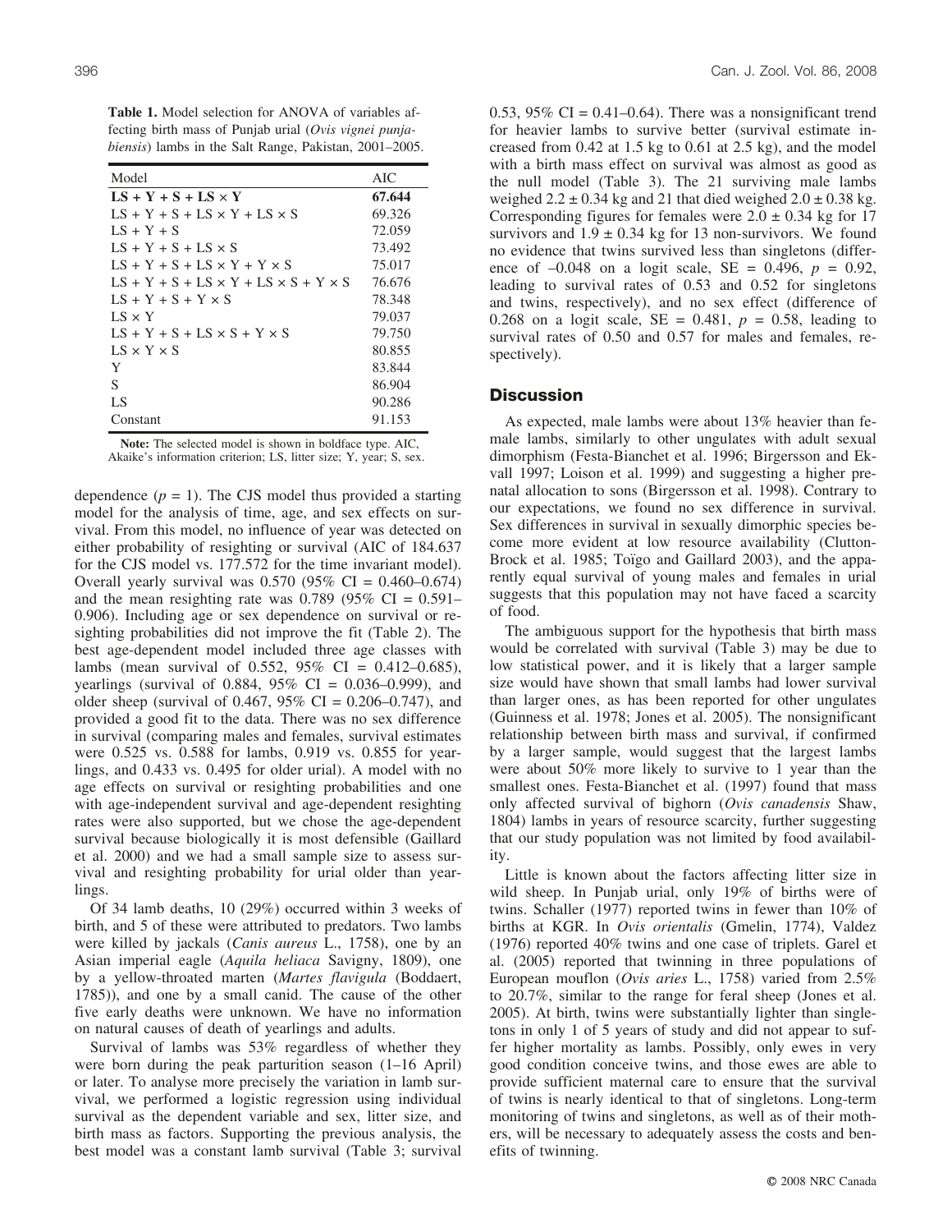**Table 1.** Model selection for ANOVA of variables affecting birth mass of Punjab urial (*Ovis vignei punjabiensis*) lambs in the Salt Range, Pakistan, 2001–2005.

| Model | AIC |
|---|---|
| **LS + Y + S + LS × Y** | **67.644** |
| LS + Y + S + LS × Y + LS × S | 69.326 |
| LS + Y + S | 72.059 |
| LS + Y + S + LS × S | 73.492 |
| LS + Y + S + LS × Y + Y × S | 75.017 |
| LS + Y + S + LS × Y + LS × S + Y × S | 76.676 |
| LS + Y + S + Y × S | 78.348 |
| LS × Y | 79.037 |
| LS + Y + S + LS × S + Y × S | 79.750 |
| LS × Y × S | 80.855 |
| Y | 83.844 |
| S | 86.904 |
| LS | 90.286 |
| Constant | 91.153 |

**Note:** The selected model is shown in boldface type. AIC, Akaike's information criterion; LS, litter size; Y, year; S, sex.

dependence ($p = 1$). The CJS model thus provided a starting model for the analysis of time, age, and sex effects on survival. From this model, no influence of year was detected on either probability of resighting or survival (AIC of 184.637 for the CJS model vs. 177.572 for the time invariant model). Overall yearly survival was 0.570 (95% CI = 0.460–0.674) and the mean resighting rate was 0.789 (95% CI = 0.591–0.906). Including age or sex dependence on survival or resighting probabilities did not improve the fit (Table 2). The best age-dependent model included three age classes with lambs (mean survival of 0.552, 95% CI = 0.412–0.685), yearlings (survival of 0.884, 95% CI = 0.036–0.999), and older sheep (survival of 0.467, 95% CI = 0.206–0.747), and provided a good fit to the data. There was no sex difference in survival (comparing males and females, survival estimates were 0.525 vs. 0.588 for lambs, 0.919 vs. 0.855 for yearlings, and 0.433 vs. 0.495 for older urial). A model with no age effects on survival or resighting probabilities and one with age-independent survival and age-dependent resighting rates were also supported, but we chose the age-dependent survival because biologically it is most defensible (Gaillard et al. 2000) and we had a small sample size to assess survival and resighting probability for urial older than yearlings.

Of 34 lamb deaths, 10 (29%) occurred within 3 weeks of birth, and 5 of these were attributed to predators. Two lambs were killed by jackals (*Canis aureus* L., 1758), one by an Asian imperial eagle (*Aquila heliaca* Savigny, 1809), one by a yellow-throated marten (*Martes flavigula* (Boddaert, 1785)), and one by a small canid. The cause of the other five early deaths were unknown. We have no information on natural causes of death of yearlings and adults.

Survival of lambs was 53% regardless of whether they were born during the peak parturition season (1–16 April) or later. To analyse more precisely the variation in lamb survival, we performed a logistic regression using individual survival as the dependent variable and sex, litter size, and birth mass as factors. Supporting the previous analysis, the best model was a constant lamb survival (Table 3; survival 0.53, 95% CI = 0.41–0.64). There was a nonsignificant trend for heavier lambs to survive better (survival estimate increased from 0.42 at 1.5 kg to 0.61 at 2.5 kg), and the model with a birth mass effect on survival was almost as good as the null model (Table 3). The 21 surviving male lambs weighed 2.2 ± 0.34 kg and 21 that died weighed 2.0 ± 0.38 kg. Corresponding figures for females were 2.0 ± 0.34 kg for 17 survivors and 1.9 ± 0.34 kg for 13 non-survivors. We found no evidence that twins survived less than singletons (difference of –0.048 on a logit scale, SE = 0.496, $p = 0.92$, leading to survival rates of 0.53 and 0.52 for singletons and twins, respectively), and no sex effect (difference of 0.268 on a logit scale, SE = 0.481, $p = 0.58$, leading to survival rates of 0.50 and 0.57 for males and females, respectively).

## Discussion

As expected, male lambs were about 13% heavier than female lambs, similarly to other ungulates with adult sexual dimorphism (Festa-Bianchet et al. 1996; Birgersson and Ekvall 1997; Loison et al. 1999) and suggesting a higher prenatal allocation to sons (Birgersson et al. 1998). Contrary to our expectations, we found no sex difference in survival. Sex differences in survival in sexually dimorphic species become more evident at low resource availability (Clutton-Brock et al. 1985; Toïgo and Gaillard 2003), and the apparently equal survival of young males and females in urial suggests that this population may not have faced a scarcity of food.

The ambiguous support for the hypothesis that birth mass would be correlated with survival (Table 3) may be due to low statistical power, and it is likely that a larger sample size would have shown that small lambs had lower survival than larger ones, as has been reported for other ungulates (Guinness et al. 1978; Jones et al. 2005). The nonsignificant relationship between birth mass and survival, if confirmed by a larger sample, would suggest that the largest lambs were about 50% more likely to survive to 1 year than the smallest ones. Festa-Bianchet et al. (1997) found that mass only affected survival of bighorn (*Ovis canadensis* Shaw, 1804) lambs in years of resource scarcity, further suggesting that our study population was not limited by food availability.

Little is known about the factors affecting litter size in wild sheep. In Punjab urial, only 19% of births were of twins. Schaller (1977) reported twins in fewer than 10% of births at KGR. In *Ovis orientalis* (Gmelin, 1774), Valdez (1976) reported 40% twins and one case of triplets. Garel et al. (2005) reported that twinning in three populations of European mouflon (*Ovis aries* L., 1758) varied from 2.5% to 20.7%, similar to the range for feral sheep (Jones et al. 2005). At birth, twins were substantially lighter than singletons in only 1 of 5 years of study and did not appear to suffer higher mortality as lambs. Possibly, only ewes in very good condition conceive twins, and those ewes are able to provide sufficient maternal care to ensure that the survival of twins is nearly identical to that of singletons. Long-term monitoring of twins and singletons, as well as of their mothers, will be necessary to adequately assess the costs and benefits of twinning.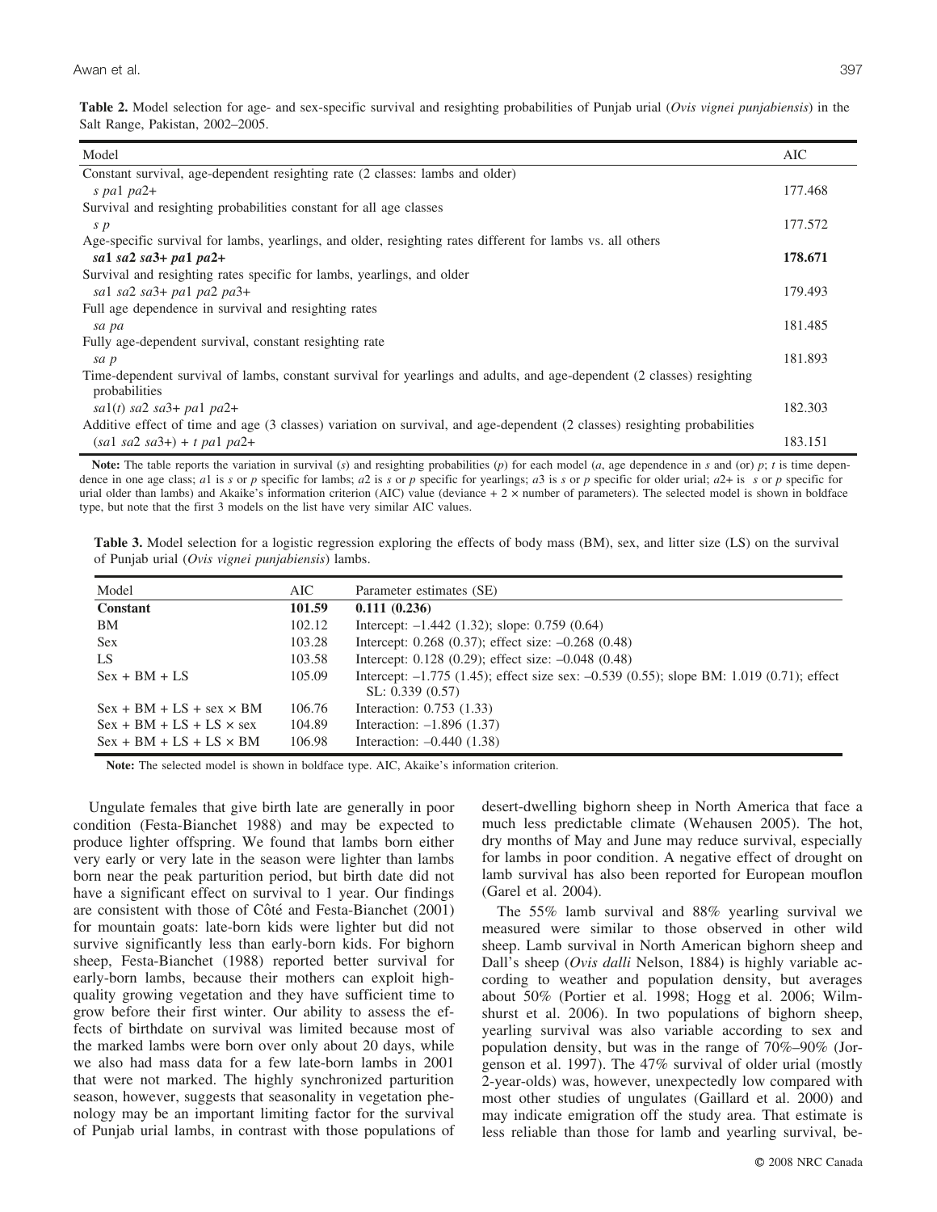**Table 2.** Model selection for age- and sex-specific survival and resighting probabilities of Punjab urial (*Ovis vignei punjabiensis*) in the Salt Range, Pakistan, 2002–2005.

| Model | AIC |
|---|---|
| Constant survival, age-dependent resighting rate (2 classes: lambs and older) | |
| *s pa*1 *pa*2+ | 177.468 |
| Survival and resighting probabilities constant for all age classes | |
| *s p* | 177.572 |
| Age-specific survival for lambs, yearlings, and older, resighting rates different for lambs vs. all others | |
| ***sa*1 *sa*2 *sa*3+ *pa*1 *pa*2+** | **178.671** |
| Survival and resighting rates specific for lambs, yearlings, and older | |
| *sa*1 *sa*2 *sa*3+ *pa*1 *pa*2 *pa*3+ | 179.493 |
| Full age dependence in survival and resighting rates | |
| *sa pa* | 181.485 |
| Fully age-dependent survival, constant resighting rate | |
| *sa p* | 181.893 |
| Time-dependent survival of lambs, constant survival for yearlings and adults, and age-dependent (2 classes) resighting probabilities | |
| *sa*1(*t*) *sa*2 *sa*3+ *pa*1 *pa*2+ | 182.303 |
| Additive effect of time and age (3 classes) variation on survival, and age-dependent (2 classes) resighting probabilities | |
| (*sa*1 *sa*2 *sa*3+) + *t pa*1 *pa*2+ | 183.151 |

**Note:** The table reports the variation in survival (*s*) and resighting probabilities (*p*) for each model (*a*, age dependence in *s* and (or) *p*; *t* is time dependence in one age class; *a*1 is *s* or *p* specific for lambs; *a*2 is *s* or *p* specific for yearlings; *a*3 is *s* or *p* specific for older urial; *a*2+ is *s* or *p* specific for urial older than lambs) and Akaike's information criterion (AIC) value (deviance + 2 × number of parameters). The selected model is shown in boldface type, but note that the first 3 models on the list have very similar AIC values.

**Table 3.** Model selection for a logistic regression exploring the effects of body mass (BM), sex, and litter size (LS) on the survival of Punjab urial (*Ovis vignei punjabiensis*) lambs.

| Model | AIC | Parameter estimates (SE) |
|---|---|---|
| **Constant** | **101.59** | **0.111 (0.236)** |
| BM | 102.12 | Intercept: –1.442 (1.32); slope: 0.759 (0.64) |
| Sex | 103.28 | Intercept: 0.268 (0.37); effect size: –0.268 (0.48) |
| LS | 103.58 | Intercept: 0.128 (0.29); effect size: –0.048 (0.48) |
| Sex + BM + LS | 105.09 | Intercept: –1.775 (1.45); effect size sex: –0.539 (0.55); slope BM: 1.019 (0.71); effect SL: 0.339 (0.57) |
| Sex + BM + LS + sex × BM | 106.76 | Interaction: 0.753 (1.33) |
| Sex + BM + LS + LS × sex | 104.89 | Interaction: –1.896 (1.37) |
| Sex + BM + LS + LS × BM | 106.98 | Interaction: –0.440 (1.38) |

**Note:** The selected model is shown in boldface type. AIC, Akaike's information criterion.

Ungulate females that give birth late are generally in poor condition (Festa-Bianchet 1988) and may be expected to produce lighter offspring. We found that lambs born either very early or very late in the season were lighter than lambs born near the peak parturition period, but birth date did not have a significant effect on survival to 1 year. Our findings are consistent with those of Côté and Festa-Bianchet (2001) for mountain goats: late-born kids were lighter but did not survive significantly less than early-born kids. For bighorn sheep, Festa-Bianchet (1988) reported better survival for early-born lambs, because their mothers can exploit high-quality growing vegetation and they have sufficient time to grow before their first winter. Our ability to assess the effects of birthdate on survival was limited because most of the marked lambs were born over only about 20 days, while we also had mass data for a few late-born lambs in 2001 that were not marked. The highly synchronized parturition season, however, suggests that seasonality in vegetation phenology may be an important limiting factor for the survival of Punjab urial lambs, in contrast with those populations of desert-dwelling bighorn sheep in North America that face a much less predictable climate (Wehausen 2005). The hot, dry months of May and June may reduce survival, especially for lambs in poor condition. A negative effect of drought on lamb survival has also been reported for European mouflon (Garel et al. 2004).

The 55% lamb survival and 88% yearling survival we measured were similar to those observed in other wild sheep. Lamb survival in North American bighorn sheep and Dall's sheep (*Ovis dalli* Nelson, 1884) is highly variable according to weather and population density, but averages about 50% (Portier et al. 1998; Hogg et al. 2006; Wilmshurst et al. 2006). In two populations of bighorn sheep, yearling survival was also variable according to sex and population density, but was in the range of 70%–90% (Jorgenson et al. 1997). The 47% survival of older urial (mostly 2-year-olds) was, however, unexpectedly low compared with most other studies of ungulates (Gaillard et al. 2000) and may indicate emigration off the study area. That estimate is less reliable than those for lamb and yearling survival, be-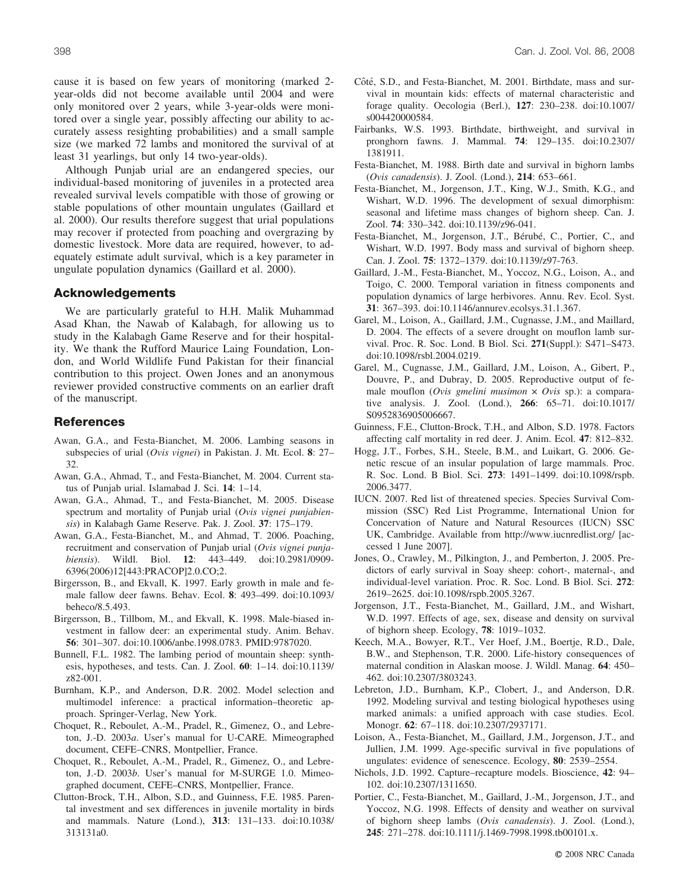cause it is based on few years of monitoring (marked 2-year-olds did not become available until 2004 and were only monitored over 2 years, while 3-year-olds were monitored over a single year, possibly affecting our ability to accurately assess resighting probabilities) and a small sample size (we marked 72 lambs and monitored the survival of at least 31 yearlings, but only 14 two-year-olds).

Although Punjab urial are an endangered species, our individual-based monitoring of juveniles in a protected area revealed survival levels compatible with those of growing or stable populations of other mountain ungulates (Gaillard et al. 2000). Our results therefore suggest that urial populations may recover if protected from poaching and overgrazing by domestic livestock. More data are required, however, to adequately estimate adult survival, which is a key parameter in ungulate population dynamics (Gaillard et al. 2000).

## Acknowledgements

We are particularly grateful to H.H. Malik Muhammad Asad Khan, the Nawab of Kalabagh, for allowing us to study in the Kalabagh Game Reserve and for their hospitality. We thank the Rufford Maurice Laing Foundation, London, and World Wildlife Fund Pakistan for their financial contribution to this project. Owen Jones and an anonymous reviewer provided constructive comments on an earlier draft of the manuscript.

## References

Awan, G.A., and Festa-Bianchet, M. 2006. Lambing seasons in subspecies of urial (*Ovis vignei*) in Pakistan. J. Mt. Ecol. **8**: 27–32.

Awan, G.A., Ahmad, T., and Festa-Bianchet, M. 2004. Current status of Punjab urial. Islamabad J. Sci. **14**: 1–14.

Awan, G.A., Ahmad, T., and Festa-Bianchet, M. 2005. Disease spectrum and mortality of Punjab urial (*Ovis vignei punjabiensis*) in Kalabagh Game Reserve. Pak. J. Zool. **37**: 175–179.

Awan, G.A., Festa-Bianchet, M., and Ahmad, T. 2006. Poaching, recruitment and conservation of Punjab urial (*Ovis vignei punjabiensis*). Wildl. Biol. **12**: 443–449. doi:10.2981/0909-6396(2006)12[443:PRACOP]2.0.CO;2.

Birgersson, B., and Ekvall, K. 1997. Early growth in male and female fallow deer fawns. Behav. Ecol. **8**: 493–499. doi:10.1093/beheco/8.5.493.

Birgersson, B., Tillbom, M., and Ekvall, K. 1998. Male-biased investment in fallow deer: an experimental study. Anim. Behav. **56**: 301–307. doi:10.1006/anbe.1998.0783. PMID:9787020.

Bunnell, F.L. 1982. The lambing period of mountain sheep: synthesis, hypotheses, and tests. Can. J. Zool. **60**: 1–14. doi:10.1139/z82-001.

Burnham, K.P., and Anderson, D.R. 2002. Model selection and multimodel inference: a practical information–theoretic approach. Springer-Verlag, New York.

Choquet, R., Reboulet, A.-M., Pradel, R., Gimenez, O., and Lebreton, J.-D. 2003*a*. User's manual for U-CARE. Mimeographed document, CEFE–CNRS, Montpellier, France.

Choquet, R., Reboulet, A.-M., Pradel, R., Gimenez, O., and Lebreton, J.-D. 2003*b*. User's manual for M-SURGE 1.0. Mimeographed document, CEFE–CNRS, Montpellier, France.

Clutton-Brock, T.H., Albon, S.D., and Guinness, F.E. 1985. Parental investment and sex differences in juvenile mortality in birds and mammals. Nature (Lond.), **313**: 131–133. doi:10.1038/313131a0.

Côté, S.D., and Festa-Bianchet, M. 2001. Birthdate, mass and survival in mountain kids: effects of maternal characteristic and forage quality. Oecologia (Berl.), **127**: 230–238. doi:10.1007/s004420000584.

Fairbanks, W.S. 1993. Birthdate, birthweight, and survival in pronghorn fawns. J. Mammal. **74**: 129–135. doi:10.2307/1381911.

Festa-Bianchet, M. 1988. Birth date and survival in bighorn lambs (*Ovis canadensis*). J. Zool. (Lond.), **214**: 653–661.

Festa-Bianchet, M., Jorgenson, J.T., King, W.J., Smith, K.G., and Wishart, W.D. 1996. The development of sexual dimorphism: seasonal and lifetime mass changes of bighorn sheep. Can. J. Zool. **74**: 330–342. doi:10.1139/z96-041.

Festa-Bianchet, M., Jorgenson, J.T., Bérubé, C., Portier, C., and Wishart, W.D. 1997. Body mass and survival of bighorn sheep. Can. J. Zool. **75**: 1372–1379. doi:10.1139/z97-763.

Gaillard, J.-M., Festa-Bianchet, M., Yoccoz, N.G., Loison, A., and Toigo, C. 2000. Temporal variation in fitness components and population dynamics of large herbivores. Annu. Rev. Ecol. Syst. **31**: 367–393. doi:10.1146/annurev.ecolsys.31.1.367.

Garel, M., Loison, A., Gaillard, J.M., Cugnasse, J.M., and Maillard, D. 2004. The effects of a severe drought on mouflon lamb survival. Proc. R. Soc. Lond. B Biol. Sci. **271**(Suppl.): S471–S473. doi:10.1098/rsbl.2004.0219.

Garel, M., Cugnasse, J.M., Gaillard, J.M., Loison, A., Gibert, P., Douvre, P., and Dubray, D. 2005. Reproductive output of female mouflon (*Ovis gmelini musimon* × *Ovis* sp.): a comparative analysis. J. Zool. (Lond.), **266**: 65–71. doi:10.1017/S0952836905006667.

Guinness, F.E., Clutton-Brock, T.H., and Albon, S.D. 1978. Factors affecting calf mortality in red deer. J. Anim. Ecol. **47**: 812–832.

Hogg, J.T., Forbes, S.H., Steele, B.M., and Luikart, G. 2006. Genetic rescue of an insular population of large mammals. Proc. R. Soc. Lond. B Biol. Sci. **273**: 1491–1499. doi:10.1098/rspb.2006.3477.

IUCN. 2007. Red list of threatened species. Species Survival Commission (SSC) Red List Programme, International Union for Concervation of Nature and Natural Resources (IUCN) SSC UK, Cambridge. Available from http://www.iucnredlist.org/ [accessed 1 June 2007].

Jones, O., Crawley, M., Pilkington, J., and Pemberton, J. 2005. Predictors of early survival in Soay sheep: cohort-, maternal-, and individual-level variation. Proc. R. Soc. Lond. B Biol. Sci. **272**: 2619–2625. doi:10.1098/rspb.2005.3267.

Jorgenson, J.T., Festa-Bianchet, M., Gaillard, J.M., and Wishart, W.D. 1997. Effects of age, sex, disease and density on survival of bighorn sheep. Ecology, **78**: 1019–1032.

Keech, M.A., Bowyer, R.T., Ver Hoef, J.M., Boertje, R.D., Dale, B.W., and Stephenson, T.R. 2000. Life-history consequences of maternal condition in Alaskan moose. J. Wildl. Manag. **64**: 450–462. doi:10.2307/3803243.

Lebreton, J.D., Burnham, K.P., Clobert, J., and Anderson, D.R. 1992. Modeling survival and testing biological hypotheses using marked animals: a unified approach with case studies. Ecol. Monogr. **62**: 67–118. doi:10.2307/2937171.

Loison, A., Festa-Bianchet, M., Gaillard, J.M., Jorgenson, J.T., and Jullien, J.M. 1999. Age-specific survival in five populations of ungulates: evidence of senescence. Ecology, **80**: 2539–2554.

Nichols, J.D. 1992. Capture–recapture models. Bioscience, **42**: 94–102. doi:10.2307/1311650.

Portier, C., Festa-Bianchet, M., Gaillard, J.-M., Jorgenson, J.T., and Yoccoz, N.G. 1998. Effects of density and weather on survival of bighorn sheep lambs (*Ovis canadensis*). J. Zool. (Lond.), **245**: 271–278. doi:10.1111/j.1469-7998.1998.tb00101.x.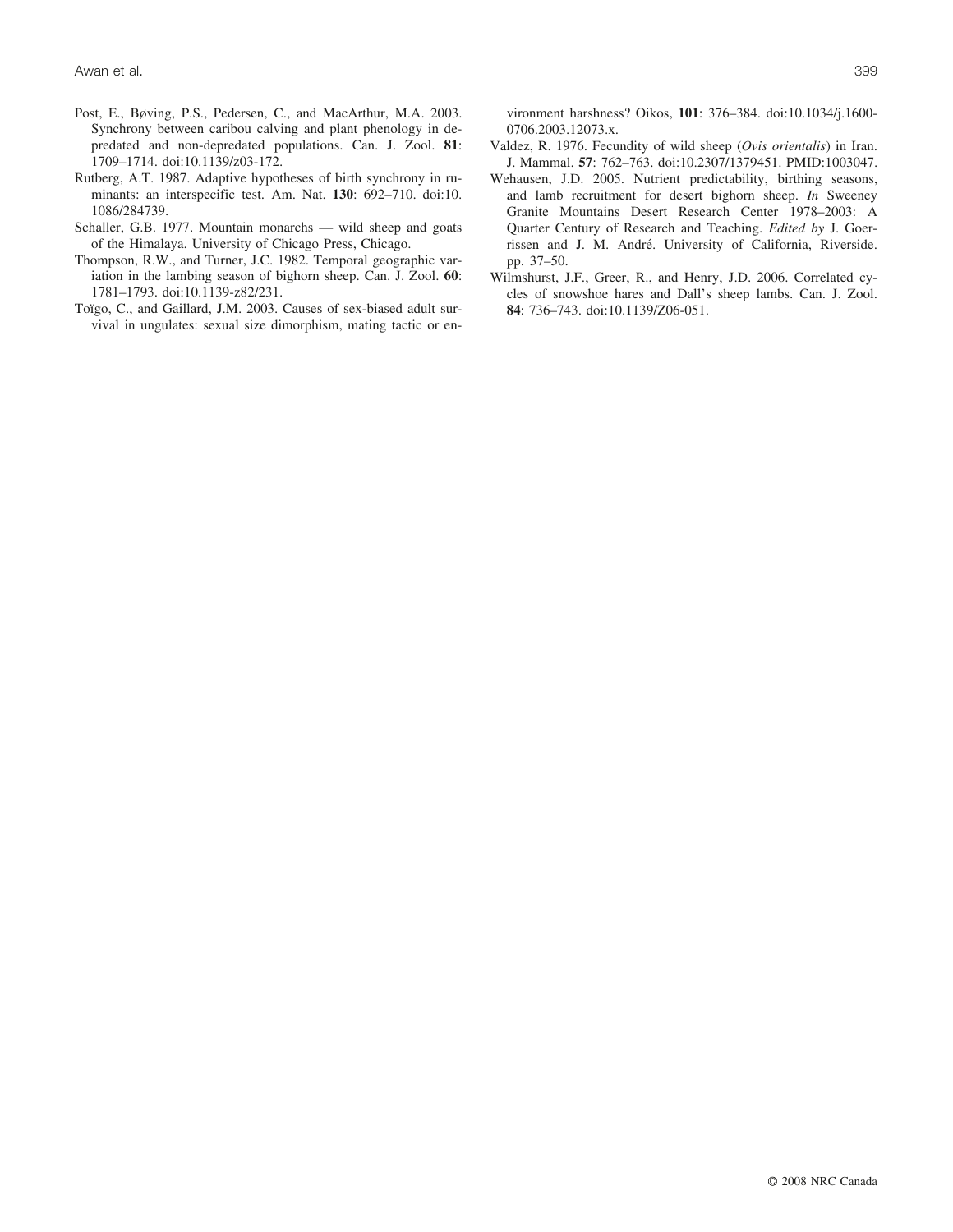Post, E., Bøving, P.S., Pedersen, C., and MacArthur, M.A. 2003. Synchrony between caribou calving and plant phenology in depredated and non-depredated populations. Can. J. Zool. **81**: 1709–1714. doi:10.1139/z03-172.

Rutberg, A.T. 1987. Adaptive hypotheses of birth synchrony in ruminants: an interspecific test. Am. Nat. **130**: 692–710. doi:10.1086/284739.

Schaller, G.B. 1977. Mountain monarchs — wild sheep and goats of the Himalaya. University of Chicago Press, Chicago.

Thompson, R.W., and Turner, J.C. 1982. Temporal geographic variation in the lambing season of bighorn sheep. Can. J. Zool. **60**: 1781–1793. doi:10.1139-z82/231.

Toïgo, C., and Gaillard, J.M. 2003. Causes of sex-biased adult survival in ungulates: sexual size dimorphism, mating tactic or environment harshness? Oikos, **101**: 376–384. doi:10.1034/j.1600-0706.2003.12073.x.

Valdez, R. 1976. Fecundity of wild sheep (*Ovis orientalis*) in Iran. J. Mammal. **57**: 762–763. doi:10.2307/1379451. PMID:1003047.

Wehausen, J.D. 2005. Nutrient predictability, birthing seasons, and lamb recruitment for desert bighorn sheep. *In* Sweeney Granite Mountains Desert Research Center 1978–2003: A Quarter Century of Research and Teaching. *Edited by* J. Goerrissen and J. M. André. University of California, Riverside. pp. 37–50.

Wilmshurst, J.F., Greer, R., and Henry, J.D. 2006. Correlated cycles of snowshoe hares and Dall's sheep lambs. Can. J. Zool. **84**: 736–743. doi:10.1139/Z06-051.